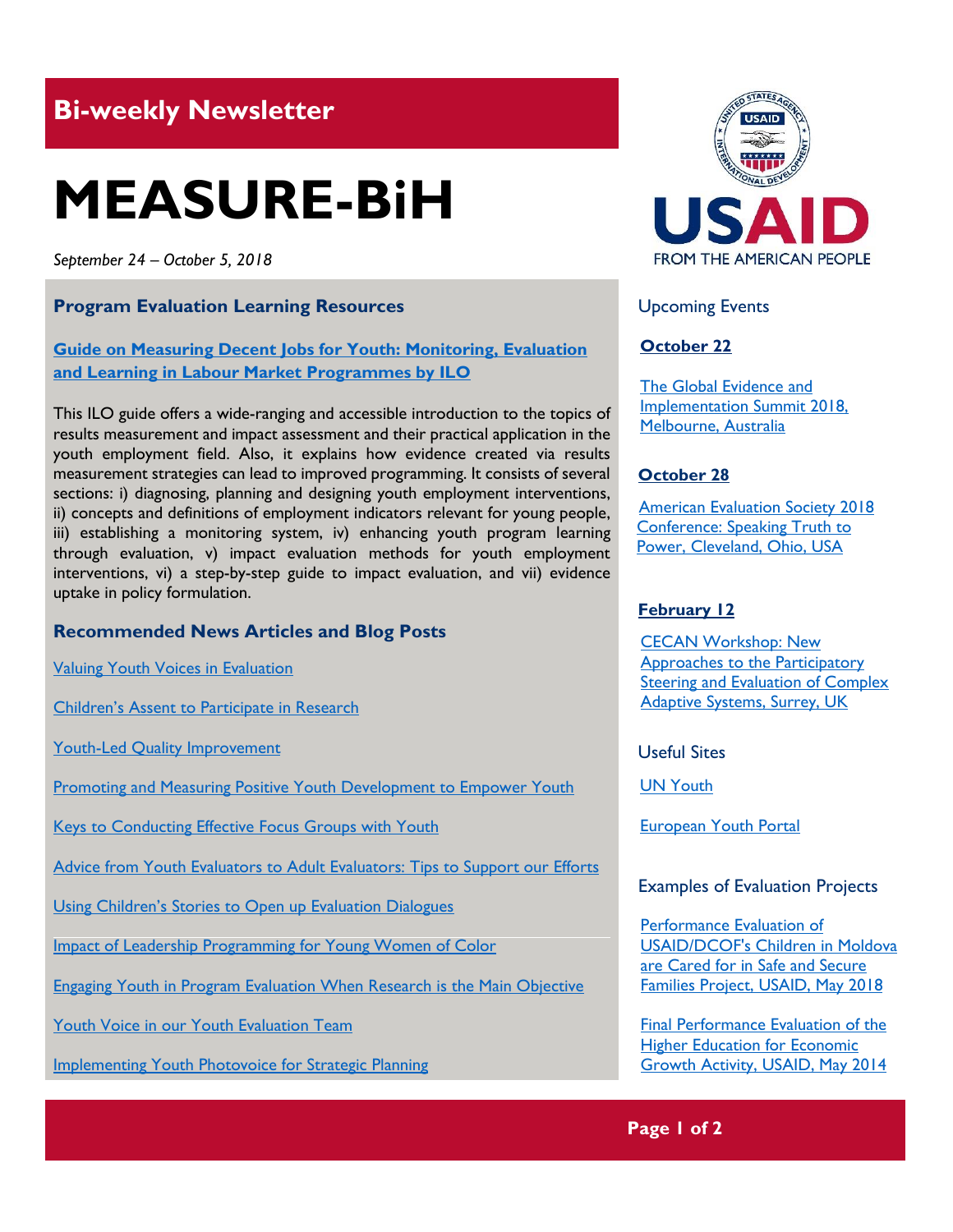## Bi-weekly Newsletter

# MEASURE-BiH

*September 24 – October 5, 2018*

### Program Evaluation Learning Resources

**[Guide on Measuring Decent Jobs for Youth: Monitoring, Evaluation and Learning in Labour Market Programmes by ILO]()**

This ILO guide offers a wide-ranging and accessible introduction to the topics of results measurement and impact assessment and their practical application in the youth employment field. Also, it explains how evidence created via results measurement strategies can lead to improved programming. It consists of several sections: i) diagnosing, planning and designing youth employment interventions, ii) concepts and definitions of employment indicators relevant for young people, iii) establishing a monitoring system, iv) enhancing youth program learning through evaluation, v) impact evaluation methods for youth employment interventions, vi) a step-by-step guide to impact evaluation, and vii) evidence uptake in policy formulation.

### Recommended News Articles and Blog Posts

Valuing Youth Voices in Evaluation

Children's Assent to Participate in Research

Youth-Led Quality Improvement

Promoting and Measuring Positive Youth Development to Empower Youth

Keys to Conducting Effective Focus Groups with Youth

Advice from Youth Evaluators to Adult Evaluators: Tips to Support our Efforts

Using Children's Stories to Open up Evaluation Dialogues

Impact of Leadership Programming for Young Women of Color

Engaging Youth in Program Evaluation When Research is the Main Objective

Youth Voice in our Youth Evaluation Team

Implementing Youth Photovoice for Strategic Planning

USAID
FROM THE AMERICAN PEOPLE

### Upcoming Events

**October 22**

The Global Evidence and Implementation Summit 2018, Melbourne, Australia

**October 28**

American Evaluation Society 2018 Conference: Speaking Truth to Power, Cleveland, Ohio, USA

**February 12**

CECAN Workshop: New Approaches to the Participatory Steering and Evaluation of Complex Adaptive Systems, Surrey, UK

### Useful Sites

UN Youth

European Youth Portal

### Examples of Evaluation Projects

Performance Evaluation of USAID/DCOF's Children in Moldova are Cared for in Safe and Secure Families Project, USAID, May 2018

Final Performance Evaluation of the Higher Education for Economic Growth Activity, USAID, May 2014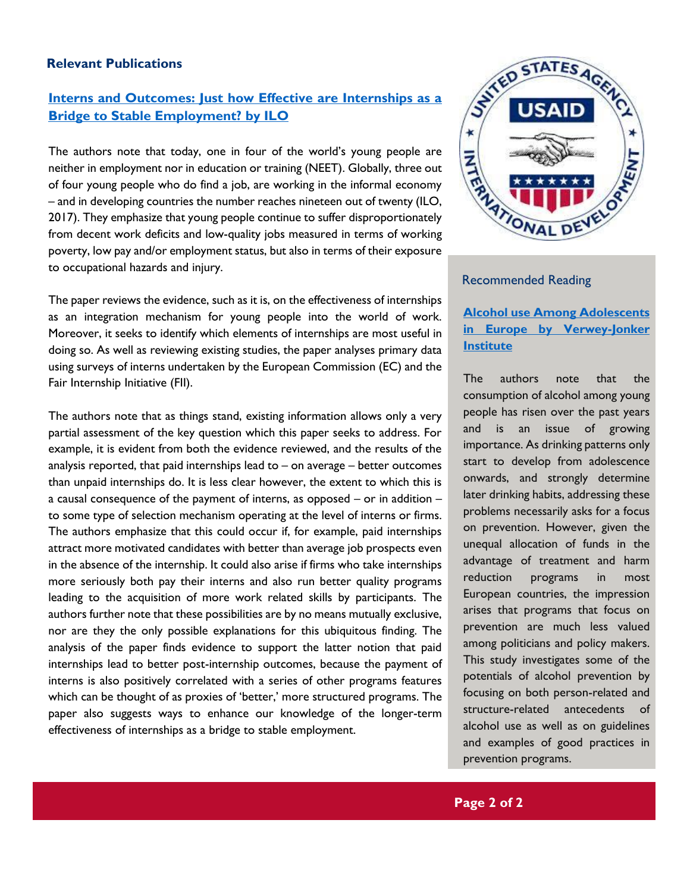## Relevant Publications

### [Interns and Outcomes: Just how Effective are Internships as a Bridge to Stable Employment? by ILO]

The authors note that today, one in four of the world's young people are neither in employment nor in education or training (NEET). Globally, three out of four young people who do find a job, are working in the informal economy – and in developing countries the number reaches nineteen out of twenty (ILO, 2017). They emphasize that young people continue to suffer disproportionately from decent work deficits and low-quality jobs measured in terms of working poverty, low pay and/or employment status, but also in terms of their exposure to occupational hazards and injury.

The paper reviews the evidence, such as it is, on the effectiveness of internships as an integration mechanism for young people into the world of work. Moreover, it seeks to identify which elements of internships are most useful in doing so. As well as reviewing existing studies, the paper analyses primary data using surveys of interns undertaken by the European Commission (EC) and the Fair Internship Initiative (FII).

The authors note that as things stand, existing information allows only a very partial assessment of the key question which this paper seeks to address. For example, it is evident from both the evidence reviewed, and the results of the analysis reported, that paid internships lead to – on average – better outcomes than unpaid internships do. It is less clear however, the extent to which this is a causal consequence of the payment of interns, as opposed – or in addition – to some type of selection mechanism operating at the level of interns or firms. The authors emphasize that this could occur if, for example, paid internships attract more motivated candidates with better than average job prospects even in the absence of the internship. It could also arise if firms who take internships more seriously both pay their interns and also run better quality programs leading to the acquisition of more work related skills by participants. The authors further note that these possibilities are by no means mutually exclusive, nor are they the only possible explanations for this ubiquitous finding. The analysis of the paper finds evidence to support the latter notion that paid internships lead to better post-internship outcomes, because the payment of interns is also positively correlated with a series of other programs features which can be thought of as proxies of 'better,' more structured programs. The paper also suggests ways to enhance our knowledge of the longer-term effectiveness of internships as a bridge to stable employment.

## Recommended Reading

### [Alcohol use Among Adolescents in Europe by Verwey-Jonker Institute]

The authors note that the consumption of alcohol among young people has risen over the past years and is an issue of growing importance. As drinking patterns only start to develop from adolescence onwards, and strongly determine later drinking habits, addressing these problems necessarily asks for a focus on prevention. However, given the unequal allocation of funds in the advantage of treatment and harm reduction programs in most European countries, the impression arises that programs that focus on prevention are much less valued among politicians and policy makers. This study investigates some of the potentials of alcohol prevention by focusing on both person-related and structure-related antecedents of alcohol use as well as on guidelines and examples of good practices in prevention programs.